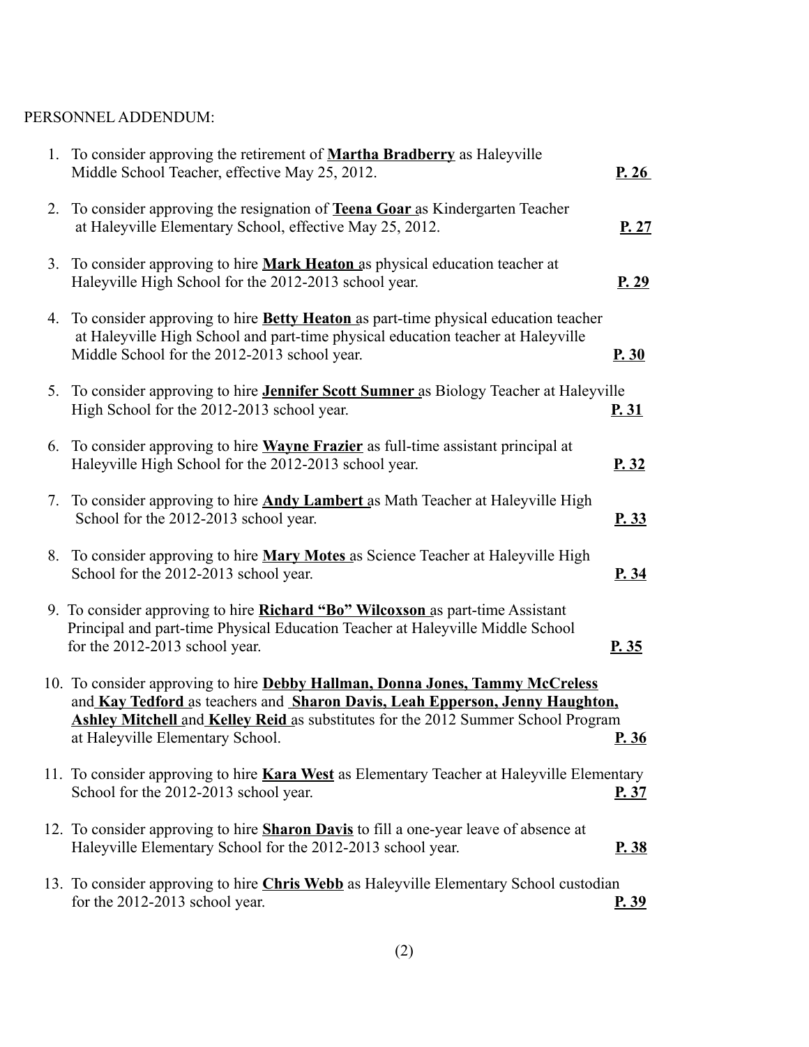PERSONNEL ADDENDUM:

1. To consider approving the retirement of **Martha Bradberry** as Haleyville Middle School Teacher, effective May 25, 2012. **P. 26**

2. To consider approving the resignation of **Teena Goar** as Kindergarten Teacher at Haleyville Elementary School, effective May 25, 2012. **P. 27**

3. To consider approving to hire **Mark Heaton** as physical education teacher at Haleyville High School for the 2012-2013 school year. **P. 29**

4. To consider approving to hire **Betty Heaton** as part-time physical education teacher at Haleyville High School and part-time physical education teacher at Haleyville Middle School for the 2012-2013 school year. **P. 30**

5. To consider approving to hire **Jennifer Scott Sumner** as Biology Teacher at Haleyville High School for the 2012-2013 school year. **P. 31**

6. To consider approving to hire **Wayne Frazier** as full-time assistant principal at Haleyville High School for the 2012-2013 school year. **P. 32**

7. To consider approving to hire **Andy Lambert** as Math Teacher at Haleyville High School for the 2012-2013 school year. **P. 33**

8. To consider approving to hire **Mary Motes** as Science Teacher at Haleyville High School for the 2012-2013 school year. **P. 34**

9. To consider approving to hire **Richard "Bo" Wilcoxson** as part-time Assistant Principal and part-time Physical Education Teacher at Haleyville Middle School for the 2012-2013 school year. **P. 35**

10. To consider approving to hire **Debby Hallman, Donna Jones, Tammy McCreless** and **Kay Tedford** as teachers and **Sharon Davis, Leah Epperson, Jenny Haughton, Ashley Mitchell** and **Kelley Reid** as substitutes for the 2012 Summer School Program at Haleyville Elementary School. **P. 36**

11. To consider approving to hire **Kara West** as Elementary Teacher at Haleyville Elementary School for the 2012-2013 school year. **P. 37**

12. To consider approving to hire **Sharon Davis** to fill a one-year leave of absence at Haleyville Elementary School for the 2012-2013 school year. **P. 38**

13. To consider approving to hire **Chris Webb** as Haleyville Elementary School custodian for the 2012-2013 school year. **P. 39**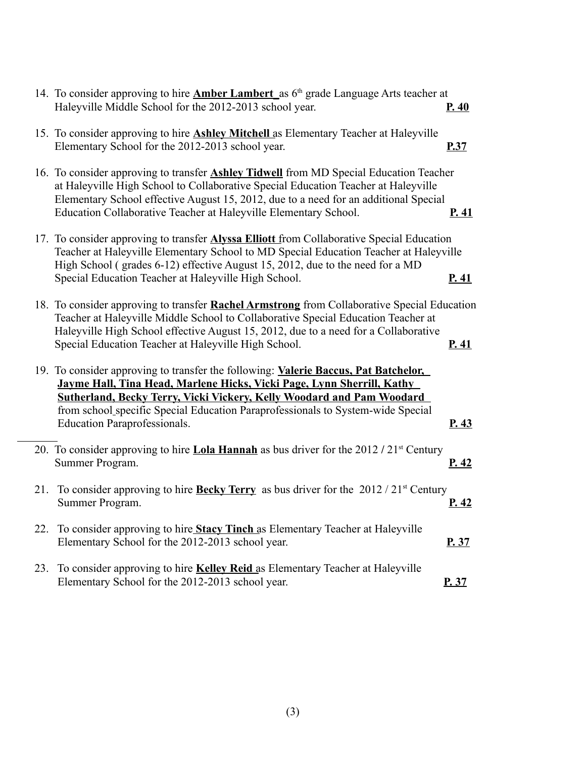14. To consider approving to hire **Amber Lambert** as 6th grade Language Arts teacher at Haleyville Middle School for the 2012-2013 school year. **P. 40**

15. To consider approving to hire **Ashley Mitchell** as Elementary Teacher at Haleyville Elementary School for the 2012-2013 school year. **P.37**

16. To consider approving to transfer **Ashley Tidwell** from MD Special Education Teacher at Haleyville High School to Collaborative Special Education Teacher at Haleyville Elementary School effective August 15, 2012, due to a need for an additional Special Education Collaborative Teacher at Haleyville Elementary School. **P. 41**

17. To consider approving to transfer **Alyssa Elliott** from Collaborative Special Education Teacher at Haleyville Elementary School to MD Special Education Teacher at Haleyville High School ( grades 6-12) effective August 15, 2012, due to the need for a MD Special Education Teacher at Haleyville High School. **P. 41**

18. To consider approving to transfer **Rachel Armstrong** from Collaborative Special Education Teacher at Haleyville Middle School to Collaborative Special Education Teacher at Haleyville High School effective August 15, 2012, due to a need for a Collaborative Special Education Teacher at Haleyville High School. **P. 41**

19. To consider approving to transfer the following: **Valerie Baccus, Pat Batchelor, Jayme Hall, Tina Head, Marlene Hicks, Vicki Page, Lynn Sherrill, Kathy Sutherland, Becky Terry, Vicki Vickery, Kelly Woodard and Pam Woodard** from school specific Special Education Paraprofessionals to System-wide Special Education Paraprofessionals. **P. 43**

20. To consider approving to hire **Lola Hannah** as bus driver for the 2012 / 21st Century Summer Program. **P. 42**

21. To consider approving to hire **Becky Terry** as bus driver for the 2012 / 21st Century Summer Program. **P. 42**

22. To consider approving to hire **Stacy Tinch** as Elementary Teacher at Haleyville Elementary School for the 2012-2013 school year. **P. 37**

23. To consider approving to hire **Kelley Reid** as Elementary Teacher at Haleyville Elementary School for the 2012-2013 school year. **P. 37**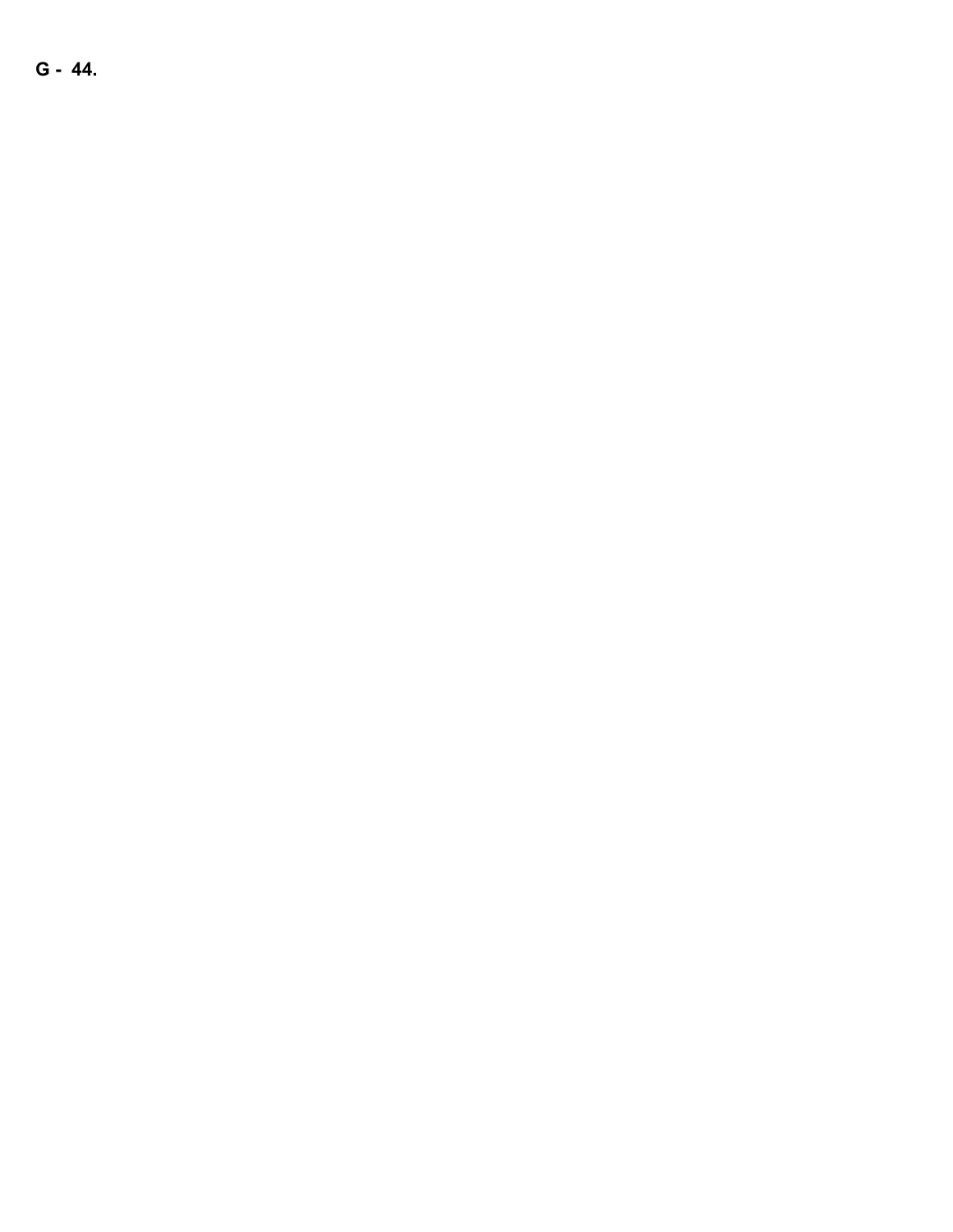**G - 44.**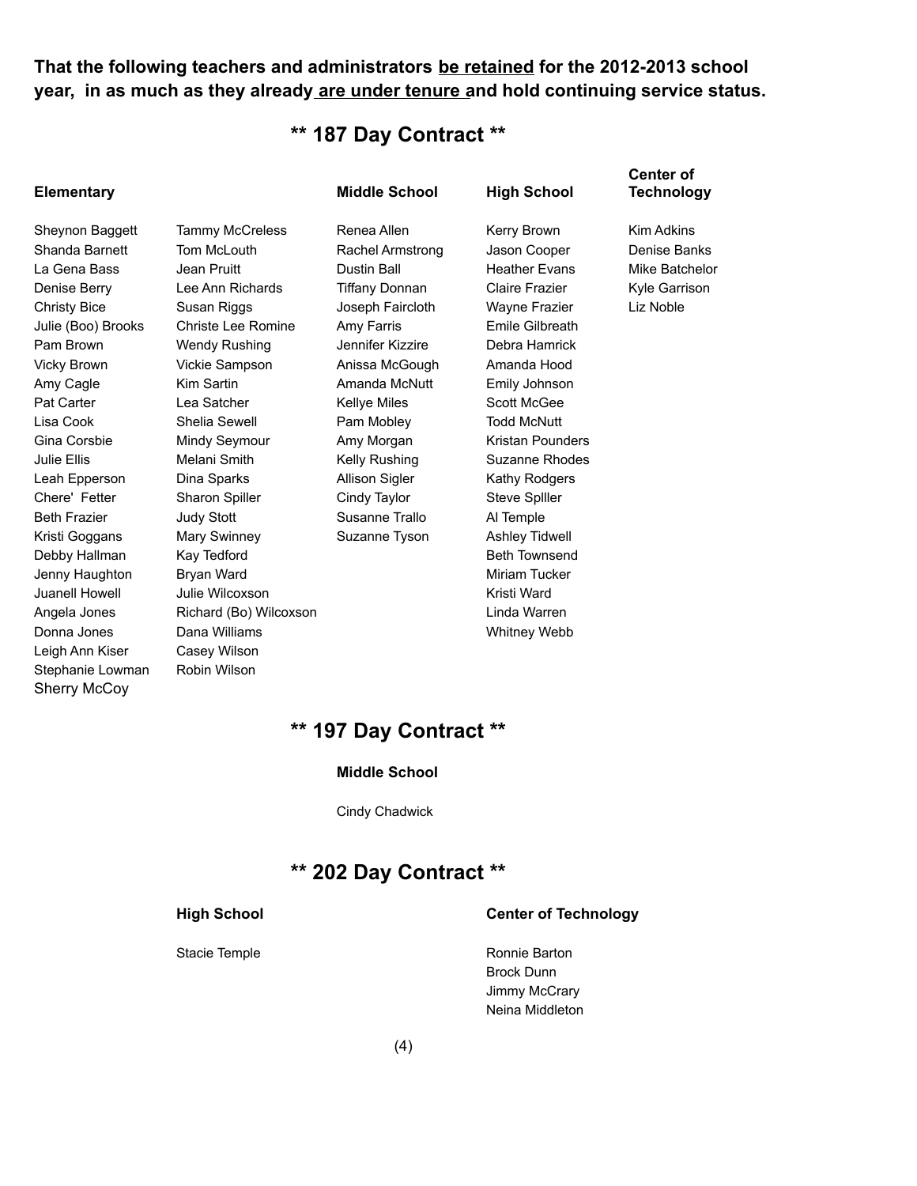**That the following teachers and administrators <u>be retained</u> for the 2012-2013 school year, in as much as they already <u>are under tenure</u> and hold continuing service status.**

## ** 187 Day Contract **

| Elementary | | Middle School | High School | Center of Technology |
|---|---|---|---|---|
| Sheynon Baggett | Tammy McCreless | Renea Allen | Kerry Brown | Kim Adkins |
| Shanda Barnett | Tom McLouth | Rachel Armstrong | Jason Cooper | Denise Banks |
| La Gena Bass | Jean Pruitt | Dustin Ball | Heather Evans | Mike Batchelor |
| Denise Berry | Lee Ann Richards | Tiffany Donnan | Claire Frazier | Kyle Garrison |
| Christy Bice | Susan Riggs | Joseph Faircloth | Wayne Frazier | Liz Noble |
| Julie (Boo) Brooks | Christe Lee Romine | Amy Farris | Emile Gilbreath | |
| Pam Brown | Wendy Rushing | Jennifer Kizzire | Debra Hamrick | |
| Vicky Brown | Vickie Sampson | Anissa McGough | Amanda Hood | |
| Amy Cagle | Kim Sartin | Amanda McNutt | Emily Johnson | |
| Pat Carter | Lea Satcher | Kellye Miles | Scott McGee | |
| Lisa Cook | Shelia Sewell | Pam Mobley | Todd McNutt | |
| Gina Corsbie | Mindy Seymour | Amy Morgan | Kristan Pounders | |
| Julie Ellis | Melani Smith | Kelly Rushing | Suzanne Rhodes | |
| Leah Epperson | Dina Sparks | Allison Sigler | Kathy Rodgers | |
| Chere' Fetter | Sharon Spiller | Cindy Taylor | Steve Splller | |
| Beth Frazier | Judy Stott | Susanne Trallo | Al Temple | |
| Kristi Goggans | Mary Swinney | Suzanne Tyson | Ashley Tidwell | |
| Debby Hallman | Kay Tedford | | Beth Townsend | |
| Jenny Haughton | Bryan Ward | | Miriam Tucker | |
| Juanell Howell | Julie Wilcoxson | | Kristi Ward | |
| Angela Jones | Richard (Bo) Wilcoxson | | Linda Warren | |
| Donna Jones | Dana Williams | | Whitney Webb | |
| Leigh Ann Kiser | Casey Wilson | | | |
| Stephanie Lowman | Robin Wilson | | | |
| Sherry McCoy | | | | |

## ** 197 Day Contract **

**Middle School**

Cindy Chadwick

## ** 202 Day Contract **

| High School | Center of Technology |
|---|---|
| Stacie Temple | Ronnie Barton |
| | Brock Dunn |
| | Jimmy McCrary |
| | Neina Middleton |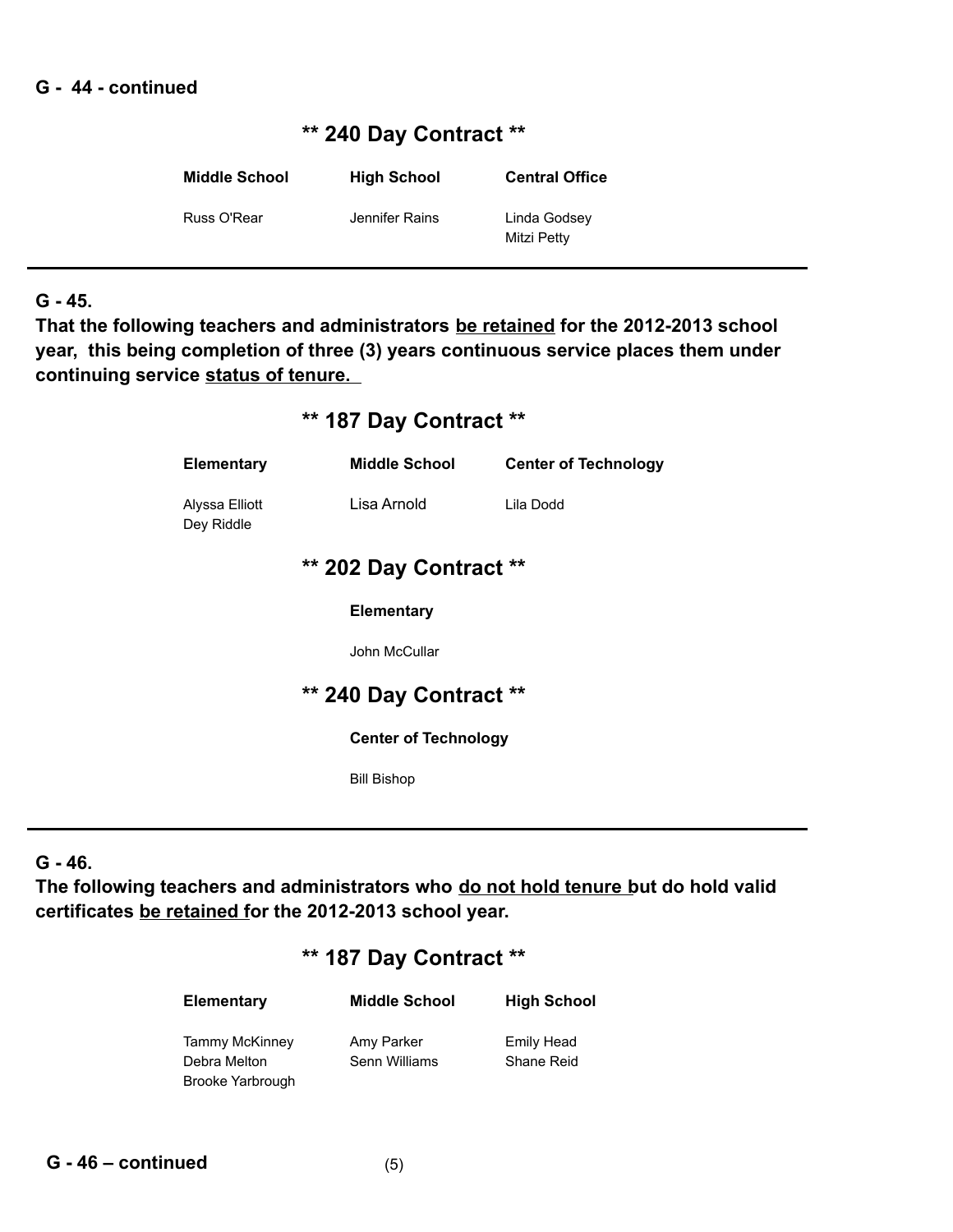**G - 44 - continued**

## ** 240 Day Contract **

| Middle School | High School | Central Office |
|---|---|---|
| Russ O'Rear | Jennifer Rains | Linda Godsey |
| | | Mitzi Petty |

---

**G - 45.**

**That the following teachers and administrators <u>be retained</u> for the 2012-2013 school year, this being completion of three (3) years continuous service places them under continuing service <u>status of tenure.</u>**

## ** 187 Day Contract **

| Elementary | Middle School | Center of Technology |
|---|---|---|
| Alyssa Elliott | Lisa Arnold | Lila Dodd |
| Dey Riddle | | |

## ** 202 Day Contract **

**Elementary**

John McCullar

## ** 240 Day Contract **

**Center of Technology**

Bill Bishop

---

**G - 46.**

**The following teachers and administrators who <u>do not hold tenure</u> but do hold valid certificates <u>be retained</u> for the 2012-2013 school year.**

## ** 187 Day Contract **

| Elementary | Middle School | High School |
|---|---|---|
| Tammy McKinney | Amy Parker | Emily Head |
| Debra Melton | Senn Williams | Shane Reid |
| Brooke Yarbrough | | |

**G - 46 – continued**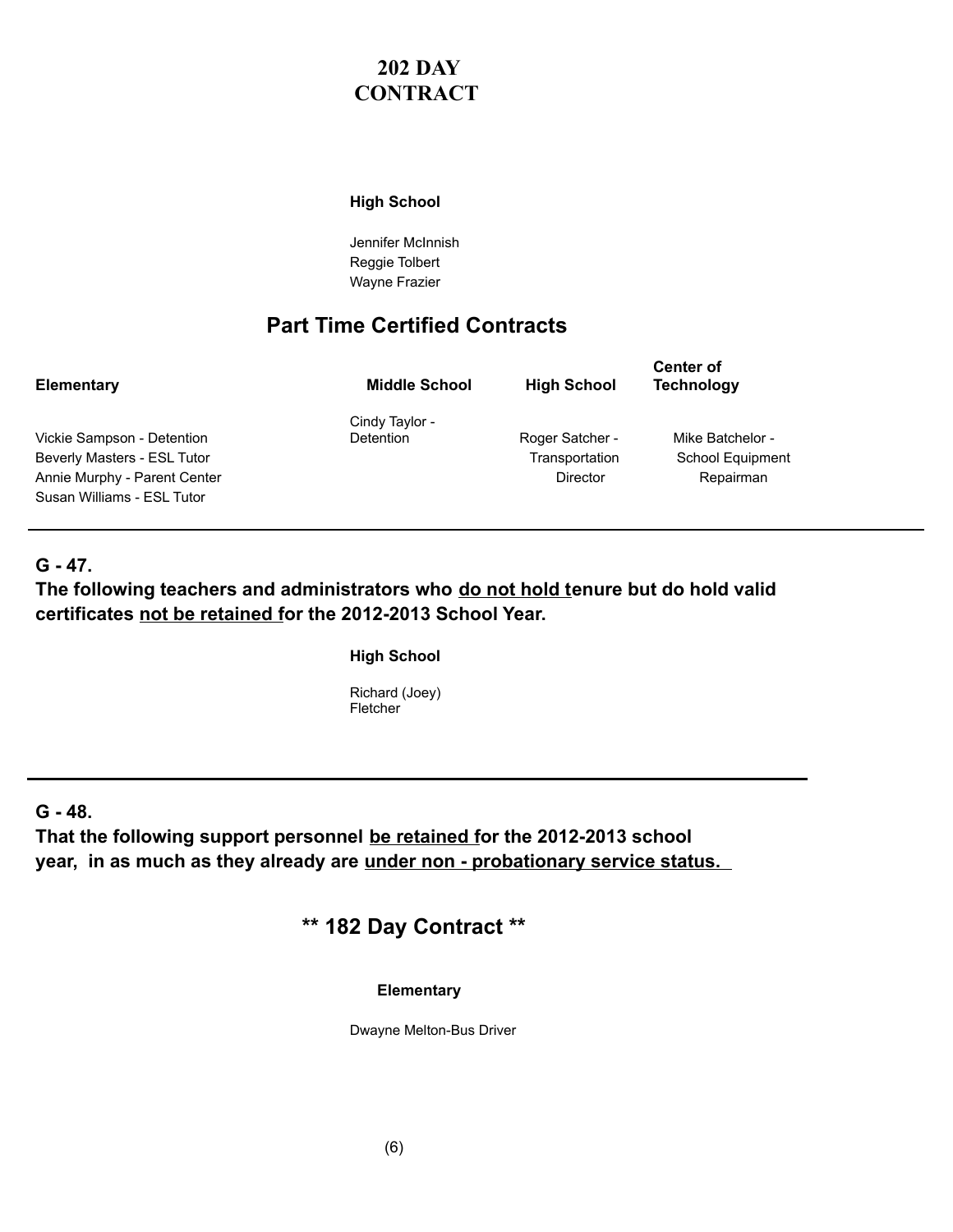## 202 DAY CONTRACT

**High School**

Jennifer McInnish
Reggie Tolbert
Wayne Frazier

## Part Time Certified Contracts

| Elementary | Middle School | High School | Center of Technology |
|---|---|---|---|
| Vickie Sampson - Detention<br>Beverly Masters - ESL Tutor<br>Annie Murphy - Parent Center<br>Susan Williams - ESL Tutor | Cindy Taylor - Detention | Roger Satcher - Transportation Director | Mike Batchelor - School Equipment Repairman |

---

**G - 47.**

**The following teachers and administrators who <u>do not hold t</u>enure but do hold valid certificates <u>not be retained f</u>or the 2012-2013 School Year.**

**High School**

Richard (Joey) Fletcher

---

**G - 48.**

**That the following support personnel <u>be retained f</u>or the 2012-2013 school year, in as much as they already are <u>under non - probationary service status.</u>**

## ** 182 Day Contract **

**Elementary**

Dwayne Melton-Bus Driver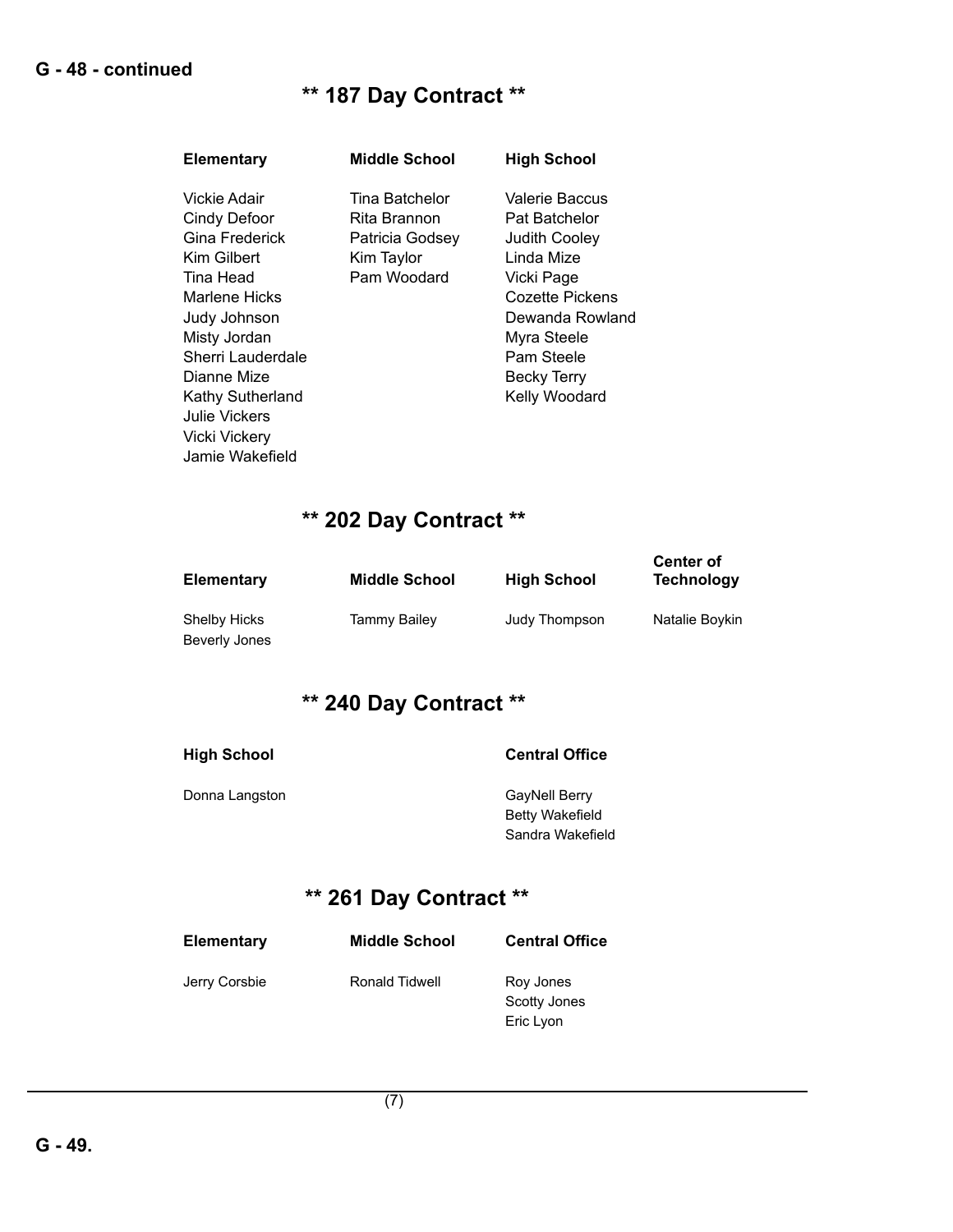**G - 48 - continued**

## ** 187 Day Contract **

| Elementary | Middle School | High School |
|---|---|---|
| Vickie Adair | Tina Batchelor | Valerie Baccus |
| Cindy Defoor | Rita Brannon | Pat Batchelor |
| Gina Frederick | Patricia Godsey | Judith Cooley |
| Kim Gilbert | Kim Taylor | Linda Mize |
| Tina Head | Pam Woodard | Vicki Page |
| Marlene Hicks | | Cozette Pickens |
| Judy Johnson | | Dewanda Rowland |
| Misty Jordan | | Myra Steele |
| Sherri Lauderdale | | Pam Steele |
| Dianne Mize | | Becky Terry |
| Kathy Sutherland | | Kelly Woodard |
| Julie Vickers | | |
| Vicki Vickery | | |
| Jamie Wakefield | | |

## ** 202 Day Contract **

| Elementary | Middle School | High School | Center of Technology |
|---|---|---|---|
| Shelby Hicks | Tammy Bailey | Judy Thompson | Natalie Boykin |
| Beverly Jones | | | |

## ** 240 Day Contract **

| High School | Central Office |
|---|---|
| Donna Langston | GayNell Berry |
| | Betty Wakefield |
| | Sandra Wakefield |

## ** 261 Day Contract **

| Elementary | Middle School | Central Office |
|---|---|---|
| Jerry Corsbie | Ronald Tidwell | Roy Jones |
| | | Scotty Jones |
| | | Eric Lyon |

**G - 49.**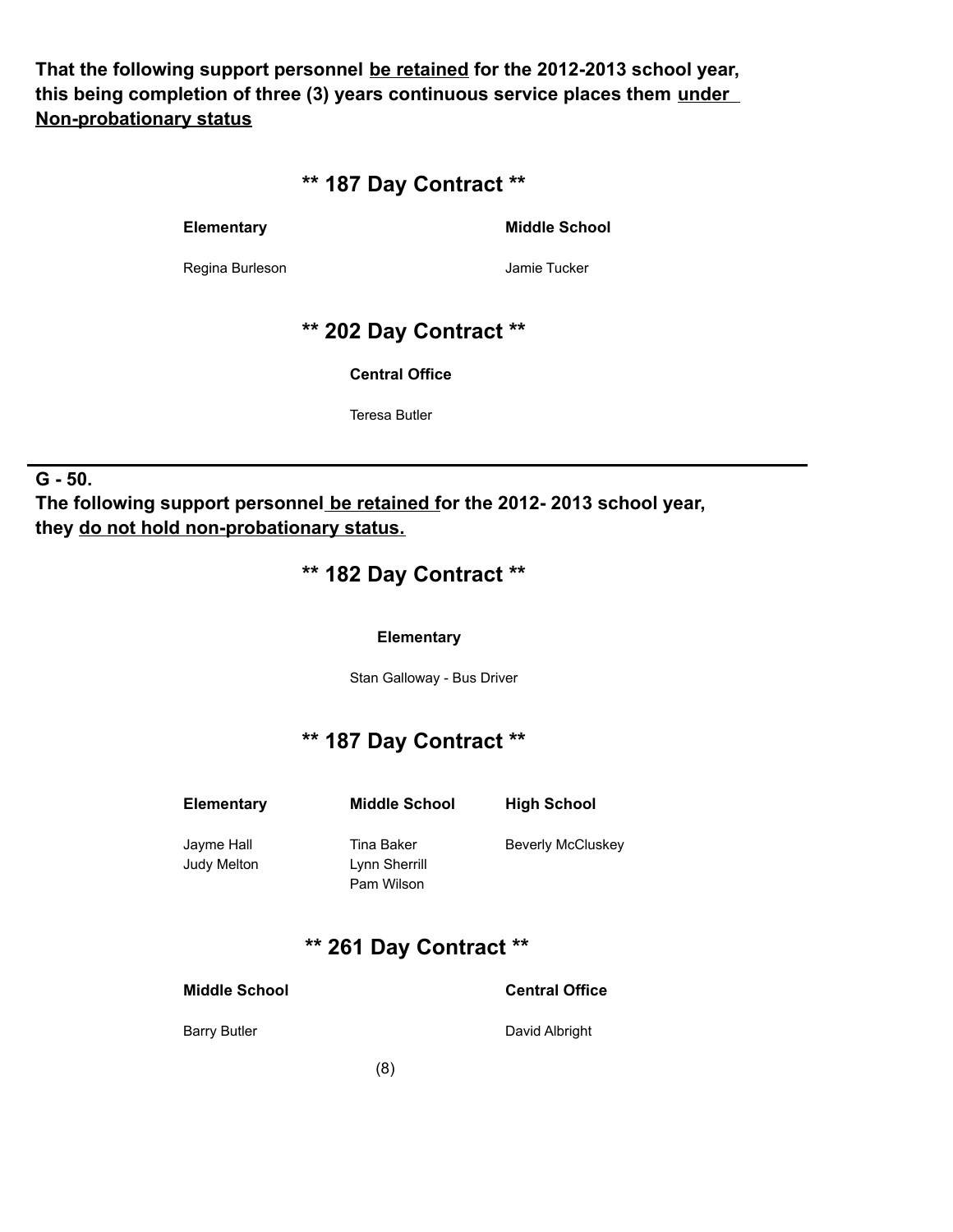**That the following support personnel <u>be retained</u> for the 2012-2013 school year, this being completion of three (3) years continuous service places them <u>under Non-probationary status</u>**

## ** 187 Day Contract **

| Elementary | Middle School |
|---|---|
| Regina Burleson | Jamie Tucker |

## ** 202 Day Contract **

**Central Office**

Teresa Butler

---

**G - 50.**

**The following support personnel <u>be retained</u> for the 2012- 2013 school year, they <u>do not hold non-probationary status.</u>**

## ** 182 Day Contract **

**Elementary**

Stan Galloway - Bus Driver

## ** 187 Day Contract **

| Elementary | Middle School | High School |
|---|---|---|
| Jayme Hall | Tina Baker | Beverly McCluskey |
| Judy Melton | Lynn Sherrill | |
| | Pam Wilson | |

## ** 261 Day Contract **

| Middle School | Central Office |
|---|---|
| Barry Butler | David Albright |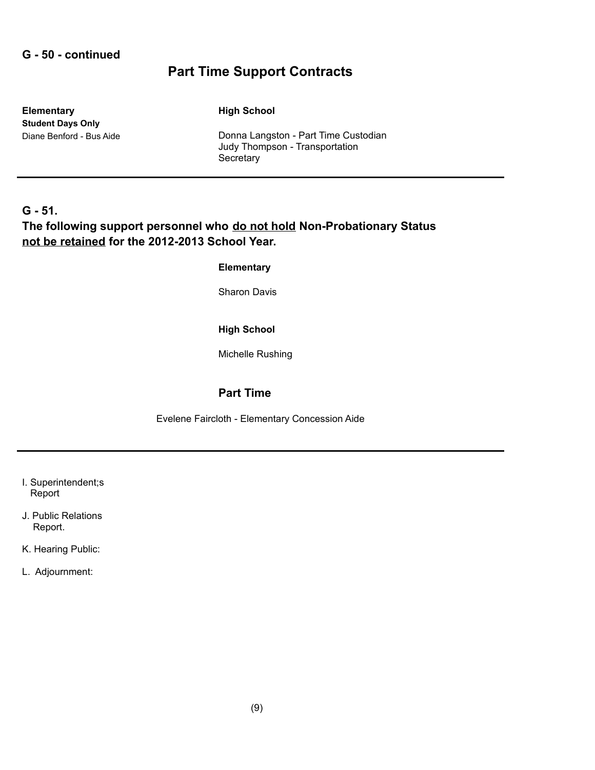**G - 50 - continued**

## Part Time Support Contracts

**Elementary**

**Student Days Only**

Diane Benford - Bus Aide

**High School**

Donna Langston - Part Time Custodian

Judy Thompson - Transportation Secretary

---

**G - 51.**

**The following support personnel who <u>do not hold</u> Non-Probationary Status <u>not be retained</u> for the 2012-2013 School Year.**

**Elementary**

Sharon Davis

**High School**

Michelle Rushing

### Part Time

Evelene Faircloth - Elementary Concession Aide

---

I. Superintendent;s Report

J. Public Relations Report.

K. Hearing Public:

L. Adjournment: